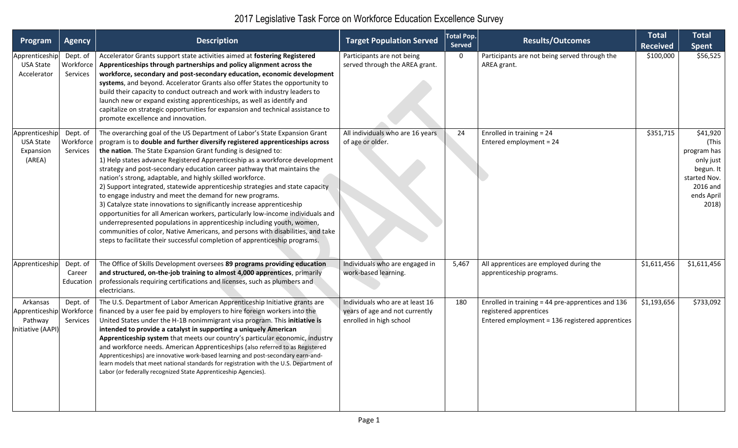# 2017 Legislative Task Force on Workforce Education Excellence Survey

| Program | Agency | Description | Target Population Served | Total Pop. Served | Results/Outcomes | Total Received | Total Spent |
|---|---|---|---|---|---|---|---|
| Apprenticeship USA State Accelerator | Dept. of Workforce Services | Accelerator Grants support state activities aimed at **fostering Registered Apprenticeships through partnerships and policy alignment across the workforce, secondary and post-secondary education, economic development systems**, and beyond. Accelerator Grants also offer States the opportunity to build their capacity to conduct outreach and work with industry leaders to launch new or expand existing apprenticeships, as well as identify and capitalize on strategic opportunities for expansion and technical assistance to promote excellence and innovation. | Participants are not being served through the AREA grant. | 0 | Participants are not being served through the AREA grant. | $100,000 | $56,525 |
| Apprenticeship USA State Expansion (AREA) | Dept. of Workforce Services | The overarching goal of the US Department of Labor's State Expansion Grant program is to **double and further diversify registered apprenticeships across the nation**. The State Expansion Grant funding is designed to:<br>1) Help states advance Registered Apprenticeship as a workforce development strategy and post-secondary education career pathway that maintains the nation's strong, adaptable, and highly skilled workforce.<br>2) Support integrated, statewide apprenticeship strategies and state capacity to engage industry and meet the demand for new programs.<br>3) Catalyze state innovations to significantly increase apprenticeship opportunities for all American workers, particularly low-income individuals and underrepresented populations in apprenticeship including youth, women, communities of color, Native Americans, and persons with disabilities, and take steps to facilitate their successful completion of apprenticeship programs. | All individuals who are 16 years of age or older. | 24 | Enrolled in training = 24<br>Entered employment = 24 | $351,715 | $41,920 (This program has only just begun. It started Nov. 2016 and ends April 2018) |
| Apprenticeship | Dept. of Career Education | The Office of Skills Development oversees **89 programs providing education and structured, on-the-job training to almost 4,000 apprentices**, primarily professionals requiring certifications and licenses, such as plumbers and electricians. | Individuals who are engaged in work-based learning. | 5,467 | All apprentices are employed during the apprenticeship programs. | $1,611,456 | $1,611,456 |
| Arkansas Apprenticeship Pathway Initiative (AAPI) | Dept. of Workforce Services | The U.S. Department of Labor American Apprenticeship Initiative grants are financed by a user fee paid by employers to hire foreign workers into the United States under the H-1B nonimmigrant visa program. This **initiative is intended to provide a catalyst in supporting a uniquely American Apprenticeship system** that meets our country's particular economic, industry and workforce needs. American Apprenticeships (also referred to as Registered Apprenticeships) are innovative work-based learning and post-secondary earn-and-learn models that meet national standards for registration with the U.S. Department of Labor (or federally recognized State Apprenticeship Agencies). | Individuals who are at least 16 years of age and not currently enrolled in high school | 180 | Enrolled in training = 44 pre-apprentices and 136 registered apprentices<br>Entered employment = 136 registered apprentices | $1,193,656 | $733,092 |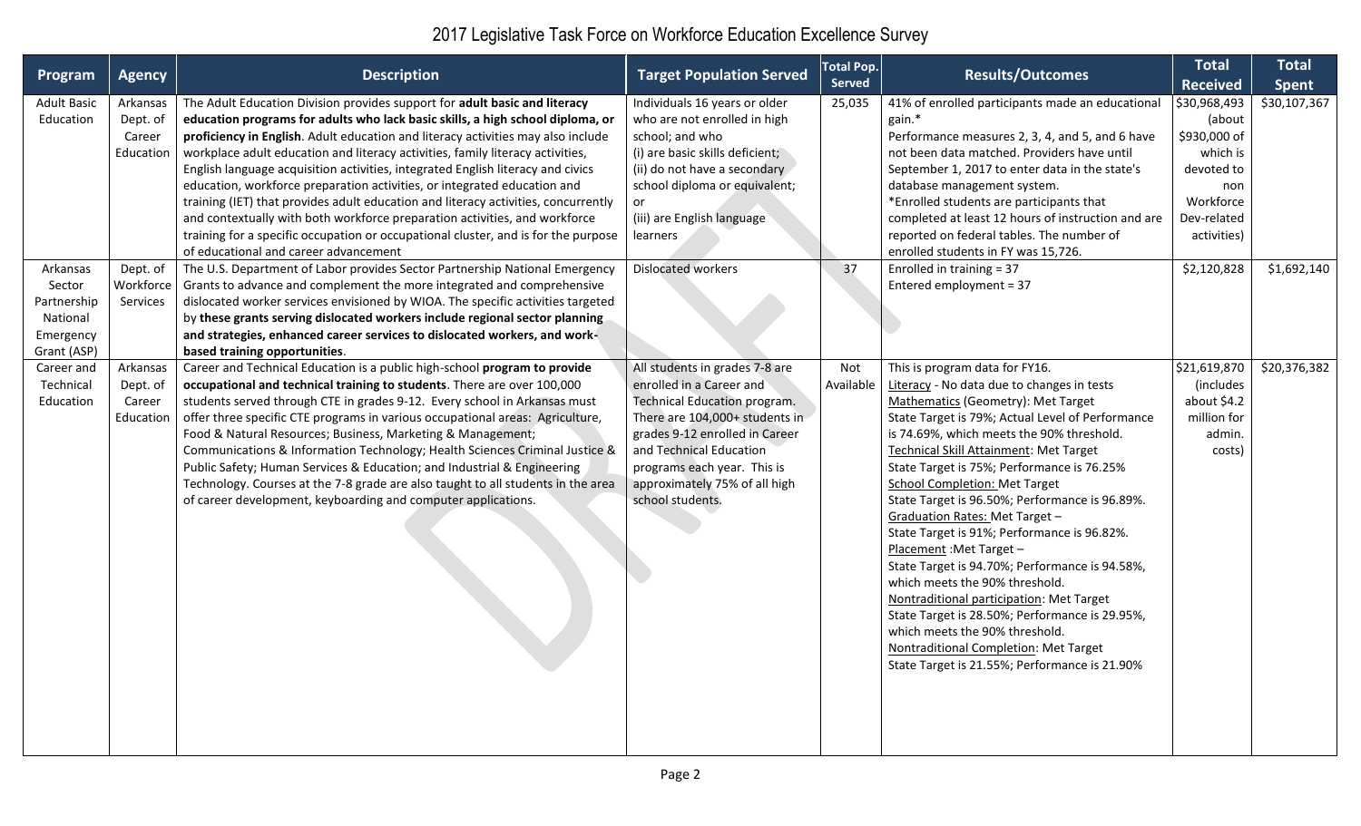# 2017 Legislative Task Force on Workforce Education Excellence Survey

| Program | Agency | Description | Target Population Served | Total Pop. Served | Results/Outcomes | Total Received | Total Spent |
|---|---|---|---|---|---|---|---|
| Adult Basic Education | Arkansas Dept. of Career Education | The Adult Education Division provides support for **adult basic and literacy education programs for adults who lack basic skills, a high school diploma, or proficiency in English**. Adult education and literacy activities may also include workplace adult education and literacy activities, family literacy activities, English language acquisition activities, integrated English literacy and civics education, workforce preparation activities, or integrated education and training (IET) that provides adult education and literacy activities, concurrently and contextually with both workforce preparation activities, and workforce training for a specific occupation or occupational cluster, and is for the purpose of educational and career advancement | Individuals 16 years or older who are not enrolled in high school; and who (i) are basic skills deficient; (ii) do not have a secondary school diploma or equivalent; or (iii) are English language learners | 25,035 | 41% of enrolled participants made an educational gain.* Performance measures 2, 3, 4, and 5, and 6 have not been data matched. Providers have until September 1, 2017 to enter data in the state's database management system. *Enrolled students are participants that completed at least 12 hours of instruction and are reported on federal tables. The number of enrolled students in FY was 15,726. | $30,968,493 (about $930,000 of which is devoted to non Workforce Dev-related activities) | $30,107,367 |
| Arkansas Sector Partnership National Emergency Grant (ASP) | Dept. of Workforce Services | The U.S. Department of Labor provides Sector Partnership National Emergency Grants to advance and complement the more integrated and comprehensive dislocated worker services envisioned by WIOA. The specific activities targeted by **these grants serving dislocated workers include regional sector planning and strategies, enhanced career services to dislocated workers, and work-based training opportunities**. | Dislocated workers | 37 | Enrolled in training = 37<br>Entered employment = 37 | $2,120,828 | $1,692,140 |
| Career and Technical Education | Arkansas Dept. of Career Education | Career and Technical Education is a public high-school **program to provide occupational and technical training to students**. There are over 100,000 students served through CTE in grades 9-12. Every school in Arkansas must offer three specific CTE programs in various occupational areas: Agriculture, Food & Natural Resources; Business, Marketing & Management; Communications & Information Technology; Health Sciences Criminal Justice & Public Safety; Human Services & Education; and Industrial & Engineering Technology. Courses at the 7-8 grade are also taught to all students in the area of career development, keyboarding and computer applications. | All students in grades 7-8 are enrolled in a Career and Technical Education program. There are 104,000+ students in grades 9-12 enrolled in Career and Technical Education programs each year. This is approximately 75% of all high school students. | Not Available | This is program data for FY16.<br>Literacy - No data due to changes in tests<br>Mathematics (Geometry): Met Target<br>State Target is 79%; Actual Level of Performance is 74.69%, which meets the 90% threshold.<br>Technical Skill Attainment: Met Target<br>State Target is 75%; Performance is 76.25%<br>School Completion: Met Target<br>State Target is 96.50%; Performance is 96.89%.<br>Graduation Rates: Met Target –<br>State Target is 91%; Performance is 96.82%.<br>Placement :Met Target –<br>State Target is 94.70%; Performance is 94.58%, which meets the 90% threshold.<br>Nontraditional participation: Met Target<br>State Target is 28.50%; Performance is 29.95%, which meets the 90% threshold.<br>Nontraditional Completion: Met Target<br>State Target is 21.55%; Performance is 21.90% | $21,619,870 (includes about $4.2 million for admin. costs) | $20,376,382 |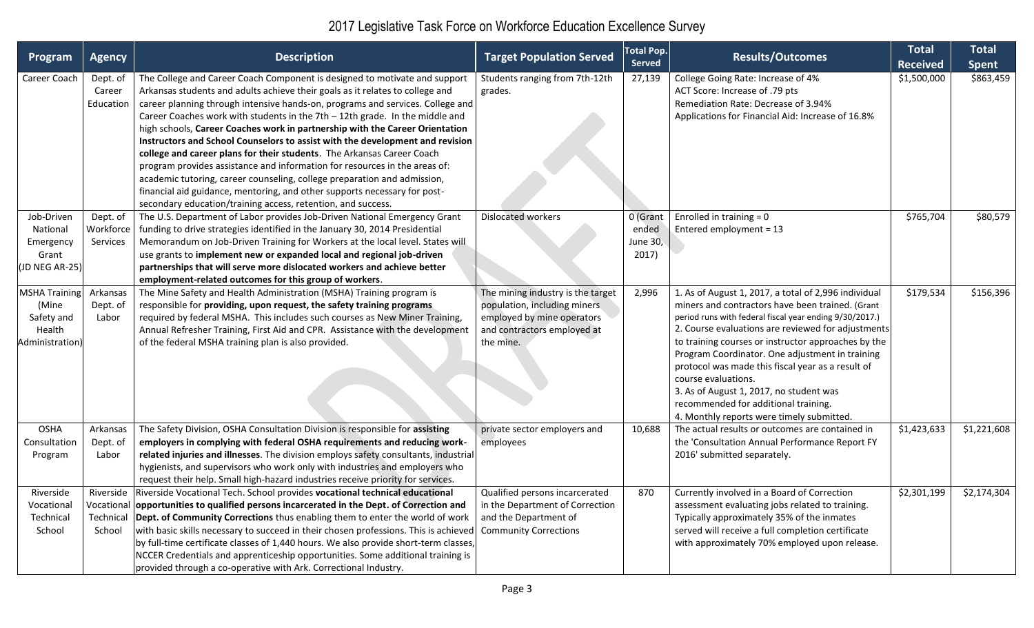# 2017 Legislative Task Force on Workforce Education Excellence Survey

| Program | Agency | Description | Target Population Served | Total Pop. Served | Results/Outcomes | Total Received | Total Spent |
|---|---|---|---|---|---|---|---|
| Career Coach | Dept. of Career Education | The College and Career Coach Component is designed to motivate and support Arkansas students and adults achieve their goals as it relates to college and career planning through intensive hands-on, programs and services. College and Career Coaches work with students in the 7th – 12th grade. In the middle and high schools, **Career Coaches work in partnership with the Career Orientation Instructors and School Counselors to assist with the development and revision college and career plans for their students**. The Arkansas Career Coach program provides assistance and information for resources in the areas of: academic tutoring, career counseling, college preparation and admission, financial aid guidance, mentoring, and other supports necessary for post-secondary education/training access, retention, and success. | Students ranging from 7th-12th grades. | 27,139 | College Going Rate: Increase of 4%<br>ACT Score: Increase of .79 pts<br>Remediation Rate: Decrease of 3.94%<br>Applications for Financial Aid: Increase of 16.8% | $1,500,000 | $863,459 |
| Job-Driven National Emergency Grant (JD NEG AR-25) | Dept. of Workforce Services | The U.S. Department of Labor provides Job-Driven National Emergency Grant funding to drive strategies identified in the January 30, 2014 Presidential Memorandum on Job-Driven Training for Workers at the local level. States will use grants to **implement new or expanded local and regional job-driven partnerships that will serve more dislocated workers and achieve better employment-related outcomes for this group of workers**. | Dislocated workers | 0 (Grant ended June 30, 2017) | Enrolled in training = 0<br>Entered employment = 13 | $765,704 | $80,579 |
| MSHA Training (Mine Safety and Health Administration) | Arkansas Dept. of Labor | The Mine Safety and Health Administration (MSHA) Training program is responsible for **providing, upon request, the safety training programs** required by federal MSHA. This includes such courses as New Miner Training, Annual Refresher Training, First Aid and CPR. Assistance with the development of the federal MSHA training plan is also provided. | The mining industry is the target population, including miners employed by mine operators and contractors employed at the mine. | 2,996 | 1. As of August 1, 2017, a total of 2,996 individual miners and contractors have been trained. (Grant period runs with federal fiscal year ending 9/30/2017.)<br>2. Course evaluations are reviewed for adjustments to training courses or instructor approaches by the Program Coordinator. One adjustment in training protocol was made this fiscal year as a result of course evaluations.<br>3. As of August 1, 2017, no student was recommended for additional training.<br>4. Monthly reports were timely submitted. | $179,534 | $156,396 |
| OSHA Consultation Program | Arkansas Dept. of Labor | The Safety Division, OSHA Consultation Division is responsible for **assisting employers in complying with federal OSHA requirements and reducing work-related injuries and illnesses**. The division employs safety consultants, industrial hygienists, and supervisors who work only with industries and employers who request their help. Small high-hazard industries receive priority for services. | private sector employers and employees | 10,688 | The actual results or outcomes are contained in the 'Consultation Annual Performance Report FY 2016' submitted separately. | $1,423,633 | $1,221,608 |
| Riverside Vocational Technical School | Riverside Vocational Technical School | Riverside Vocational Tech. School provides **vocational technical educational opportunities to qualified persons incarcerated in the Dept. of Correction and Dept. of Community Corrections** thus enabling them to enter the world of work with basic skills necessary to succeed in their chosen professions. This is achieved by full-time certificate classes of 1,440 hours. We also provide short-term classes, NCCER Credentials and apprenticeship opportunities. Some additional training is provided through a co-operative with Ark. Correctional Industry. | Qualified persons incarcerated in the Department of Correction and the Department of Community Corrections | 870 | Currently involved in a Board of Correction assessment evaluating jobs related to training. Typically approximately 35% of the inmates served will receive a full completion certificate with approximately 70% employed upon release. | $2,301,199 | $2,174,304 |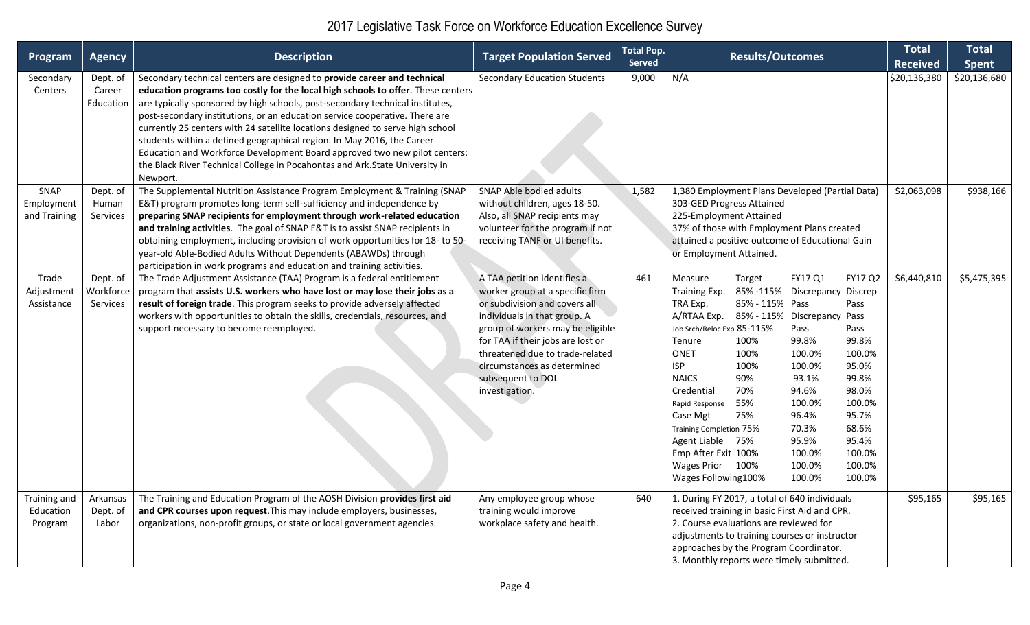# 2017 Legislative Task Force on Workforce Education Excellence Survey

| Program | Agency | Description | Target Population Served | Total Pop. Served | Results/Outcomes | Total Received | Total Spent |
|---|---|---|---|---|---|---|---|
| Secondary Centers | Dept. of Career Education | Secondary technical centers are designed to **provide career and technical education programs too costly for the local high schools to offer**. These centers are typically sponsored by high schools, post-secondary technical institutes, post-secondary institutions, or an education service cooperative. There are currently 25 centers with 24 satellite locations designed to serve high school students within a defined geographical region. In May 2016, the Career Education and Workforce Development Board approved two new pilot centers: the Black River Technical College in Pocahontas and Ark.State University in Newport. | Secondary Education Students | 9,000 | N/A | \$20,136,380 | \$20,136,680 |
| SNAP Employment and Training | Dept. of Human Services | The Supplemental Nutrition Assistance Program Employment & Training (SNAP E&T) program promotes long-term self-sufficiency and independence by **preparing SNAP recipients for employment through work-related education and training activities**. The goal of SNAP E&T is to assist SNAP recipients in obtaining employment, including provision of work opportunities for 18- to 50-year-old Able-Bodied Adults Without Dependents (ABAWDs) through participation in work programs and education and training activities. | SNAP Able bodied adults without children, ages 18-50. Also, all SNAP recipients may volunteer for the program if not receiving TANF or UI benefits. | 1,582 | 1,380 Employment Plans Developed (Partial Data)<br>303-GED Progress Attained<br>225-Employment Attained<br>37% of those with Employment Plans created attained a positive outcome of Educational Gain or Employment Attained. | \$2,063,098 | \$938,166 |
| Trade Adjustment Assistance | Dept. of Workforce Services | The Trade Adjustment Assistance (TAA) Program is a federal entitlement program that **assists U.S. workers who have lost or may lose their jobs as a result of foreign trade**. This program seeks to provide adversely affected workers with opportunities to obtain the skills, credentials, resources, and support necessary to become reemployed. | A TAA petition identifies a worker group at a specific firm or subdivision and covers all individuals in that group. A group of workers may be eligible for TAA if their jobs are lost or threatened due to trade-related circumstances as determined subsequent to DOL investigation. | 461 | Measure / Target / FY17 Q1 / FY17 Q2<br>Training Exp. / 85% -115% / Discrepancy / Discrep<br>TRA Exp. / 85% - 115% / Pass / Pass<br>A/RTAA Exp. / 85% - 115% / Discrepancy / Pass<br>Job Srch/Reloc Exp / 85-115% / Pass / Pass<br>Tenure / 100% / 99.8% / 99.8%<br>ONET / 100% / 100.0% / 100.0%<br>ISP / 100% / 100.0% / 95.0%<br>NAICS / 90% / 93.1% / 99.8%<br>Credential / 70% / 94.6% / 98.0%<br>Rapid Response / 55% / 100.0% / 100.0%<br>Case Mgt / 75% / 96.4% / 95.7%<br>Training Completion / 75% / 70.3% / 68.6%<br>Agent Liable / 75% / 95.9% / 95.4%<br>Emp After Exit / 100% / 100.0% / 100.0%<br>Wages Prior / 100% / 100.0% / 100.0%<br>Wages Following / 100% / 100.0% / 100.0% | \$6,440,810 | \$5,475,395 |
| Training and Education Program | Arkansas Dept. of Labor | The Training and Education Program of the AOSH Division **provides first aid and CPR courses upon request**.This may include employers, businesses, organizations, non-profit groups, or state or local government agencies. | Any employee group whose training would improve workplace safety and health. | 640 | 1. During FY 2017, a total of 640 individuals received training in basic First Aid and CPR.<br>2. Course evaluations are reviewed for adjustments to training courses or instructor approaches by the Program Coordinator.<br>3. Monthly reports were timely submitted. | \$95,165 | \$95,165 |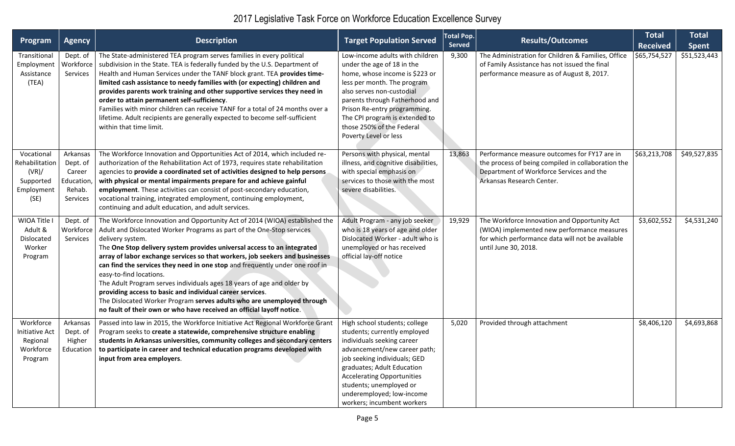# 2017 Legislative Task Force on Workforce Education Excellence Survey

| Program | Agency | Description | Target Population Served | Total Pop. Served | Results/Outcomes | Total Received | Total Spent |
|---|---|---|---|---|---|---|---|
| Transitional Employment Assistance (TEA) | Dept. of Workforce Services | The State-administered TEA program serves families in every political subdivision in the State. TEA is federally funded by the U.S. Department of Health and Human Services under the TANF block grant. TEA **provides time-limited cash assistance to needy families with (or expecting) children and provides parents work training and other supportive services they need in order to attain permanent self-sufficiency**.<br>Families with minor children can receive TANF for a total of 24 months over a lifetime. Adult recipients are generally expected to become self-sufficient within that time limit. | Low-income adults with children under the age of 18 in the home, whose income is $223 or less per month. The program also serves non-custodial parents through Fatherhood and Prison Re-entry programming. The CPI program is extended to those 250% of the Federal Poverty Level or less | 9,300 | The Administration for Children & Families, Office of Family Assistance has not issued the final performance measure as of August 8, 2017. | $65,754,527 | $51,523,443 |
| Vocational Rehabilitation (VR)/ Supported Employment (SE) | Arkansas Dept. of Career Education, Rehab. Services | The Workforce Innovation and Opportunities Act of 2014, which included re-authorization of the Rehabilitation Act of 1973, requires state rehabilitation agencies to **provide a coordinated set of activities designed to help persons with physical or mental impairments prepare for and achieve gainful employment**. These activities can consist of post-secondary education, vocational training, integrated employment, continuing employment, continuing and adult education, and adult services. | Persons with physical, mental illness, and cognitive disabilities, with special emphasis on services to those with the most severe disabilities. | 13,863 | Performance measure outcomes for FY17 are in the process of being compiled in collaboration the Department of Workforce Services and the Arkansas Research Center. | $63,213,708 | $49,527,835 |
| WIOA Title I Adult & Dislocated Worker Program | Dept. of Workforce Services | The Workforce Innovation and Opportunity Act of 2014 (WIOA) established the Adult and Dislocated Worker Programs as part of the One-Stop services delivery system.<br>The **One Stop delivery system provides universal access to an integrated array of labor exchange services so that workers, job seekers and businesses can find the services they need in one stop** and frequently under one roof in easy-to-find locations.<br>The Adult Program serves individuals ages 18 years of age and older by **providing access to basic and individual career services**.<br>The Dislocated Worker Program **serves adults who are unemployed through no fault of their own or who have received an official layoff notice**. | Adult Program - any job seeker who is 18 years of age and older Dislocated Worker - adult who is unemployed or has received official lay-off notice | 19,929 | The Workforce Innovation and Opportunity Act (WIOA) implemented new performance measures for which performance data will not be available until June 30, 2018. | $3,602,552 | $4,531,240 |
| Workforce Initiative Act Regional Workforce Program | Arkansas Dept. of Higher Education | Passed into law in 2015, the Workforce Initiative Act Regional Workforce Grant Program seeks to **create a statewide, comprehensive structure enabling students in Arkansas universities, community colleges and secondary centers to participate in career and technical education programs developed with input from area employers**. | High school students; college students; currently employed individuals seeking career advancement/new career path; job seeking individuals; GED graduates; Adult Education Accelerating Opportunities students; unemployed or underemployed; low-income workers; incumbent workers | 5,020 | Provided through attachment | $8,406,120 | $4,693,868 |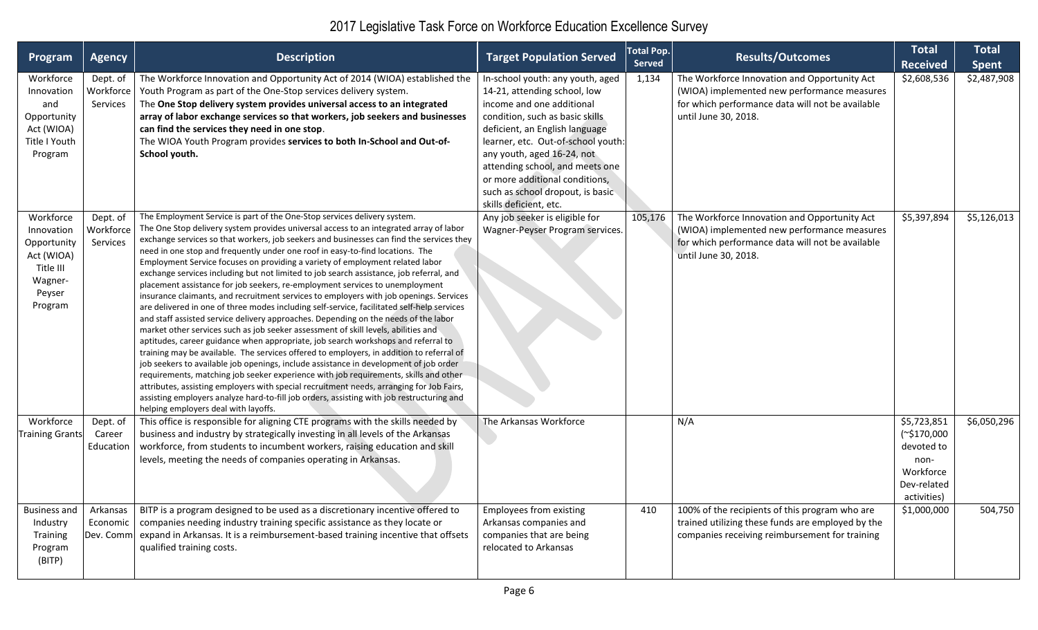# 2017 Legislative Task Force on Workforce Education Excellence Survey

| Program | Agency | Description | Target Population Served | Total Pop. Served | Results/Outcomes | Total Received | Total Spent |
|---|---|---|---|---|---|---|---|
| Workforce Innovation and Opportunity Act (WIOA) Title I Youth Program | Dept. of Workforce Services | The Workforce Innovation and Opportunity Act of 2014 (WIOA) established the Youth Program as part of the One-Stop services delivery system. The **One Stop delivery system provides universal access to an integrated array of labor exchange services so that workers, job seekers and businesses can find the services they need in one stop**. The WIOA Youth Program provides **services to both In-School and Out-of-School youth.** | In-school youth: any youth, aged 14-21, attending school, low income and one additional condition, such as basic skills deficient, an English language learner, etc. Out-of-school youth: any youth, aged 16-24, not attending school, and meets one or more additional conditions, such as school dropout, is basic skills deficient, etc. | 1,134 | The Workforce Innovation and Opportunity Act (WIOA) implemented new performance measures for which performance data will not be available until June 30, 2018. | $2,608,536 | $2,487,908 |
| Workforce Innovation Opportunity Act (WIOA) Title III Wagner-Peyser Program | Dept. of Workforce Services | The Employment Service is part of the One-Stop services delivery system. The One Stop delivery system provides universal access to an integrated array of labor exchange services so that workers, job seekers and businesses can find the services they need in one stop and frequently under one roof in easy-to-find locations. The Employment Service focuses on providing a variety of employment related labor exchange services including but not limited to job search assistance, job referral, and placement assistance for job seekers, re-employment services to unemployment insurance claimants, and recruitment services to employers with job openings. Services are delivered in one of three modes including self-service, facilitated self-help services and staff assisted service delivery approaches. Depending on the needs of the labor market other services such as job seeker assessment of skill levels, abilities and aptitudes, career guidance when appropriate, job search workshops and referral to training may be available. The services offered to employers, in addition to referral of job seekers to available job openings, include assistance in development of job order requirements, matching job seeker experience with job requirements, skills and other attributes, assisting employers with special recruitment needs, arranging for Job Fairs, assisting employers analyze hard-to-fill job orders, assisting with job restructuring and helping employers deal with layoffs. | Any job seeker is eligible for Wagner-Peyser Program services. | 105,176 | The Workforce Innovation and Opportunity Act (WIOA) implemented new performance measures for which performance data will not be available until June 30, 2018. | $5,397,894 | $5,126,013 |
| Workforce Training Grants | Dept. of Career Education | This office is responsible for aligning CTE programs with the skills needed by business and industry by strategically investing in all levels of the Arkansas workforce, from students to incumbent workers, raising education and skill levels, meeting the needs of companies operating in Arkansas. | The Arkansas Workforce | | N/A | $5,723,851 (~$170,000 devoted to non-Workforce Dev-related activities) | $6,050,296 |
| Business and Industry Training Program (BITP) | Arkansas Economic Dev. Comm | BITP is a program designed to be used as a discretionary incentive offered to companies needing industry training specific assistance as they locate or expand in Arkansas. It is a reimbursement-based training incentive that offsets qualified training costs. | Employees from existing Arkansas companies and companies that are being relocated to Arkansas | 410 | 100% of the recipients of this program who are trained utilizing these funds are employed by the companies receiving reimbursement for training | $1,000,000 | 504,750 |